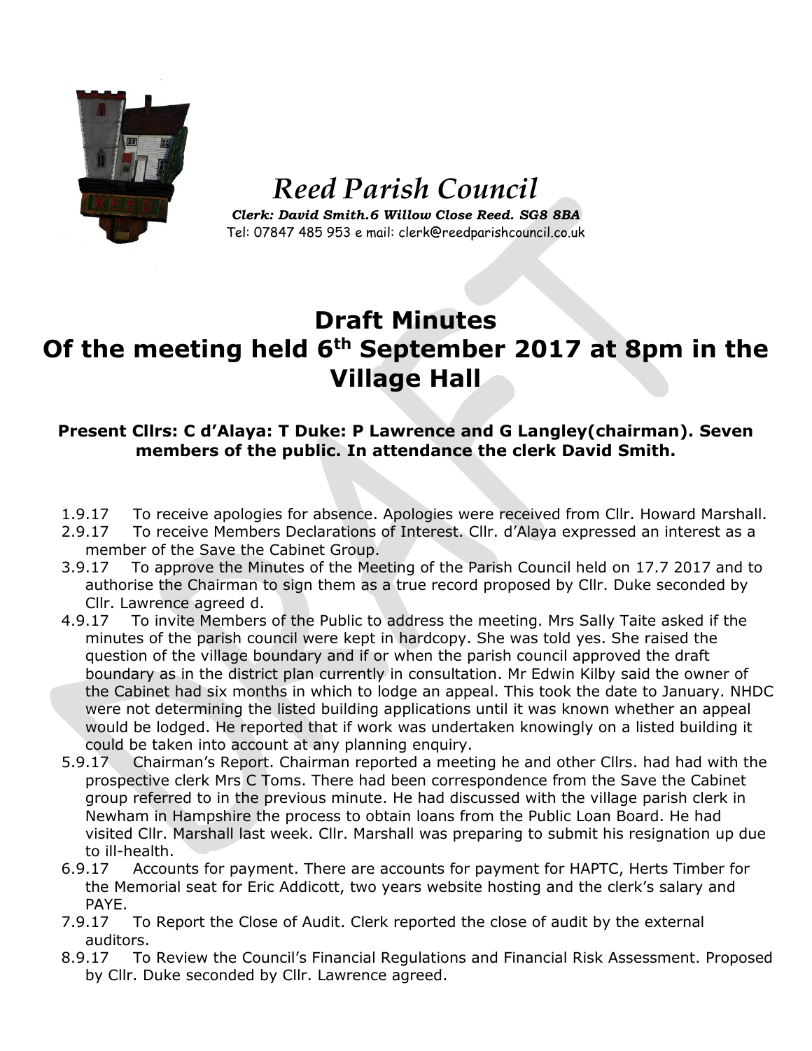# Reed Parish Council

***Clerk: David Smith.6 Willow Close Reed. SG8 8BA***

Tel: 07847 485 953 e mail: clerk@reedparishcouncil.co.uk

## Draft Minutes
## Of the meeting held 6th September 2017 at 8pm in the Village Hall

**Present Cllrs: C d'Alaya: T Duke: P Lawrence and G Langley(chairman). Seven members of the public. In attendance the clerk David Smith.**

1.9.17 To receive apologies for absence. Apologies were received from Cllr. Howard Marshall.

2.9.17 To receive Members Declarations of Interest. Cllr. d'Alaya expressed an interest as a member of the Save the Cabinet Group.

3.9.17 To approve the Minutes of the Meeting of the Parish Council held on 17.7 2017 and to authorise the Chairman to sign them as a true record proposed by Cllr. Duke seconded by Cllr. Lawrence agreed d.

4.9.17 To invite Members of the Public to address the meeting. Mrs Sally Taite asked if the minutes of the parish council were kept in hardcopy. She was told yes. She raised the question of the village boundary and if or when the parish council approved the draft boundary as in the district plan currently in consultation. Mr Edwin Kilby said the owner of the Cabinet had six months in which to lodge an appeal. This took the date to January. NHDC were not determining the listed building applications until it was known whether an appeal would be lodged. He reported that if work was undertaken knowingly on a listed building it could be taken into account at any planning enquiry.

5.9.17 Chairman's Report. Chairman reported a meeting he and other Cllrs. had had with the prospective clerk Mrs C Toms. There had been correspondence from the Save the Cabinet group referred to in the previous minute. He had discussed with the village parish clerk in Newham in Hampshire the process to obtain loans from the Public Loan Board. He had visited Cllr. Marshall last week. Cllr. Marshall was preparing to submit his resignation up due to ill-health.

6.9.17 Accounts for payment. There are accounts for payment for HAPTC, Herts Timber for the Memorial seat for Eric Addicott, two years website hosting and the clerk's salary and PAYE.

7.9.17 To Report the Close of Audit. Clerk reported the close of audit by the external auditors.

8.9.17 To Review the Council's Financial Regulations and Financial Risk Assessment. Proposed by Cllr. Duke seconded by Cllr. Lawrence agreed.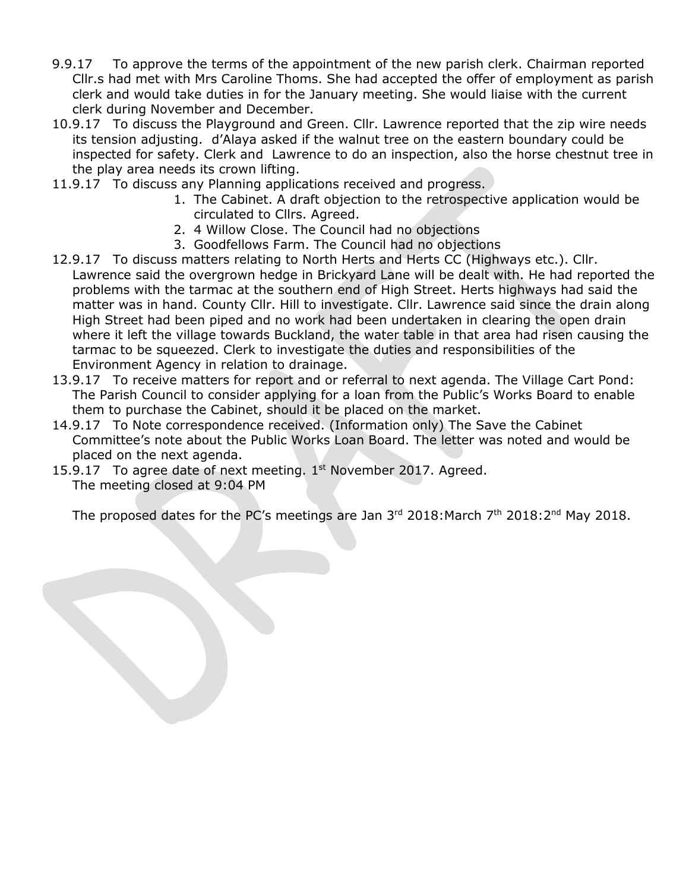9.9.17 To approve the terms of the appointment of the new parish clerk. Chairman reported Cllr.s had met with Mrs Caroline Thoms. She had accepted the offer of employment as parish clerk and would take duties in for the January meeting. She would liaise with the current clerk during November and December.

10.9.17 To discuss the Playground and Green. Cllr. Lawrence reported that the zip wire needs its tension adjusting. d'Alaya asked if the walnut tree on the eastern boundary could be inspected for safety. Clerk and Lawrence to do an inspection, also the horse chestnut tree in the play area needs its crown lifting.

11.9.17 To discuss any Planning applications received and progress.

1. The Cabinet. A draft objection to the retrospective application would be circulated to Cllrs. Agreed.
2. 4 Willow Close. The Council had no objections
3. Goodfellows Farm. The Council had no objections

12.9.17 To discuss matters relating to North Herts and Herts CC (Highways etc.). Cllr. Lawrence said the overgrown hedge in Brickyard Lane will be dealt with. He had reported the problems with the tarmac at the southern end of High Street. Herts highways had said the matter was in hand. County Cllr. Hill to investigate. Cllr. Lawrence said since the drain along High Street had been piped and no work had been undertaken in clearing the open drain where it left the village towards Buckland, the water table in that area had risen causing the tarmac to be squeezed. Clerk to investigate the duties and responsibilities of the Environment Agency in relation to drainage.

13.9.17 To receive matters for report and or referral to next agenda. The Village Cart Pond: The Parish Council to consider applying for a loan from the Public's Works Board to enable them to purchase the Cabinet, should it be placed on the market.

14.9.17 To Note correspondence received. (Information only) The Save the Cabinet Committee's note about the Public Works Loan Board. The letter was noted and would be placed on the next agenda.

15.9.17 To agree date of next meeting. 1st November 2017. Agreed.
The meeting closed at 9:04 PM

The proposed dates for the PC's meetings are Jan 3rd 2018:March 7th 2018:2nd May 2018.